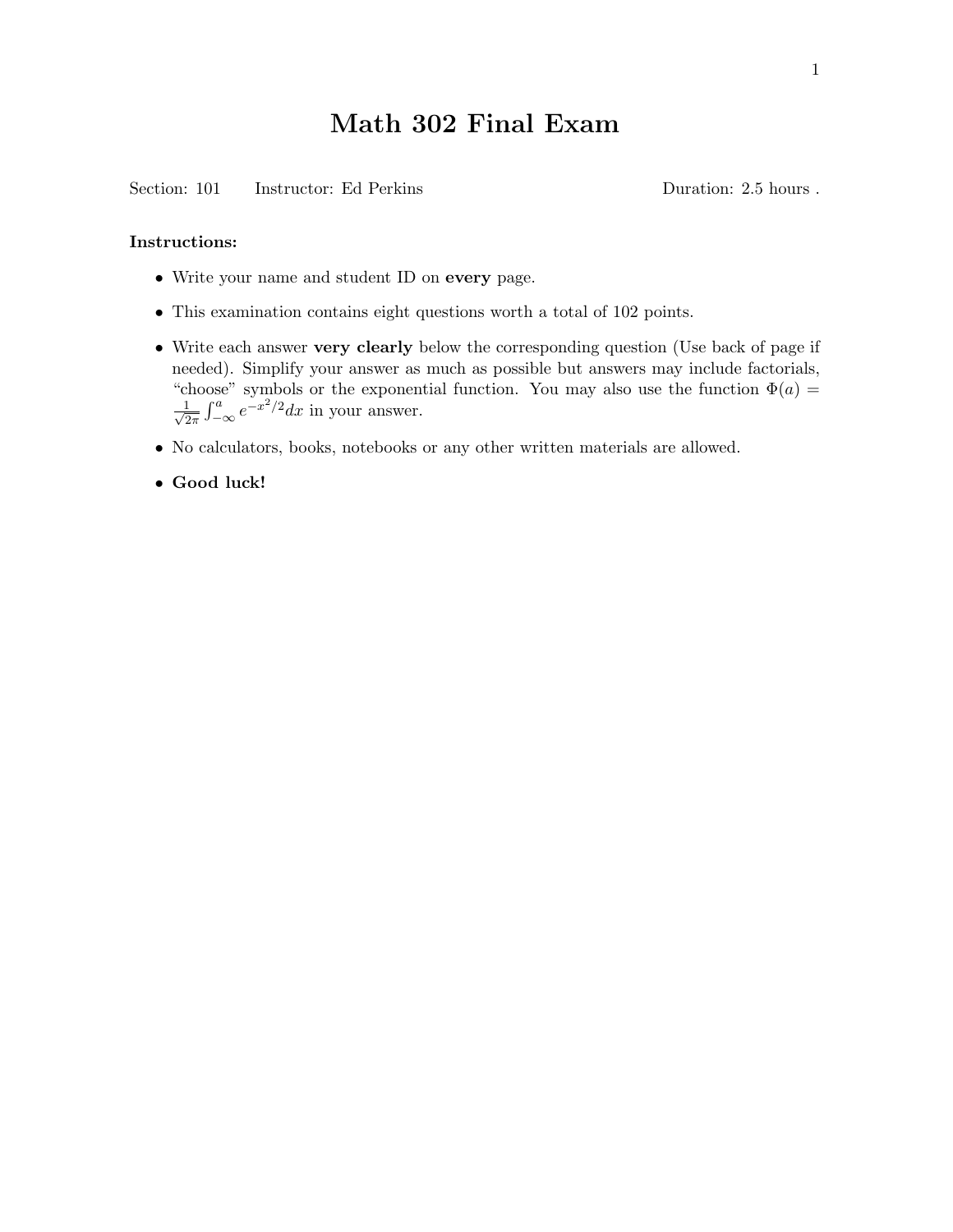# Math 302 Final Exam

Section: 101 Instructor: Ed Perkins Duration: 2.5 hours .

**Instructions:**

- Write your name and student ID on **every** page.
- This examination contains eight questions worth a total of 102 points.
- Write each answer **very clearly** below the corresponding question (Use back of page if needed). Simplify your answer as much as possible but answers may include factorials, "choose" symbols or the exponential function. You may also use the function $\Phi(a) = \frac{1}{\sqrt{2\pi}} \int_{-\infty}^{a} e^{-x^2/2} dx$ in your answer.
- No calculators, books, notebooks or any other written materials are allowed.
- **Good luck!**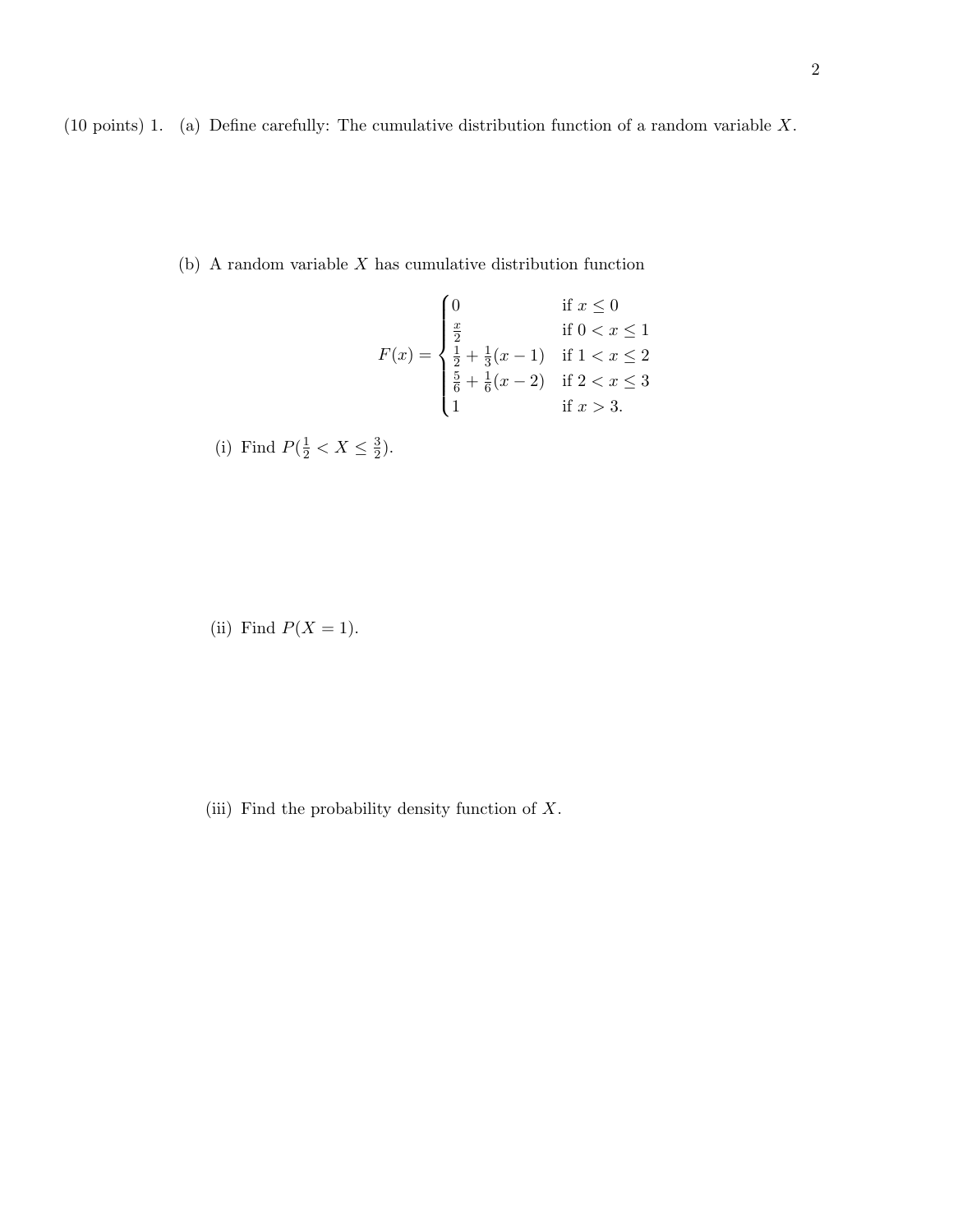(10 points) 1. (a) Define carefully: The cumulative distribution function of a random variable $X$.

(b) A random variable $X$ has cumulative distribution function

$$F(x) = \begin{cases} 0 & \text{if } x \leq 0 \\ \frac{x}{2} & \text{if } 0 < x \leq 1 \\ \frac{1}{2} + \frac{1}{3}(x-1) & \text{if } 1 < x \leq 2 \\ \frac{5}{6} + \frac{1}{6}(x-2) & \text{if } 2 < x \leq 3 \\ 1 & \text{if } x > 3. \end{cases}$$

(i) Find $P(\frac{1}{2} < X \leq \frac{3}{2})$.

(ii) Find $P(X = 1)$.

(iii) Find the probability density function of $X$.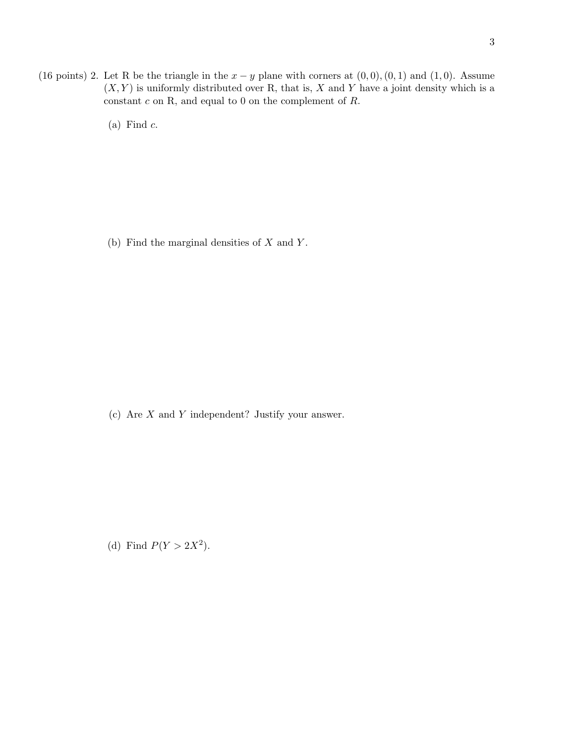(16 points) 2. Let R be the triangle in the $x - y$ plane with corners at $(0, 0), (0, 1)$ and $(1, 0)$. Assume $(X, Y)$ is uniformly distributed over R, that is, $X$ and $Y$ have a joint density which is a constant $c$ on R, and equal to 0 on the complement of $R$.

(a) Find $c$.

(b) Find the marginal densities of $X$ and $Y$.

(c) Are $X$ and $Y$ independent? Justify your answer.

(d) Find $P(Y > 2X^2)$.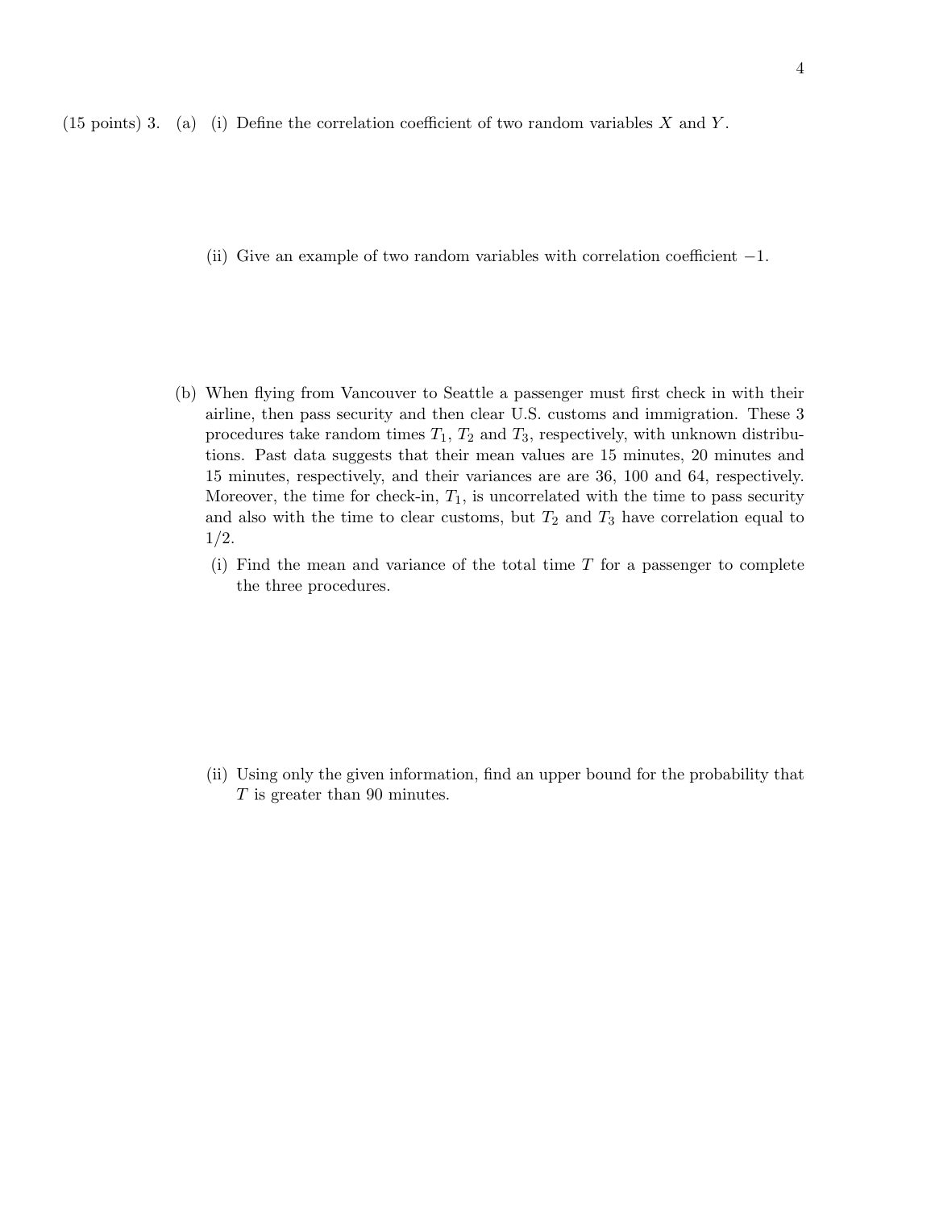(15 points) 3. (a) (i) Define the correlation coefficient of two random variables $X$ and $Y$.

(ii) Give an example of two random variables with correlation coefficient $-1$.

(b) When flying from Vancouver to Seattle a passenger must first check in with their airline, then pass security and then clear U.S. customs and immigration. These 3 procedures take random times $T_1$, $T_2$ and $T_3$, respectively, with unknown distributions. Past data suggests that their mean values are 15 minutes, 20 minutes and 15 minutes, respectively, and their variances are are 36, 100 and 64, respectively. Moreover, the time for check-in, $T_1$, is uncorrelated with the time to pass security and also with the time to clear customs, but $T_2$ and $T_3$ have correlation equal to $1/2$.

(i) Find the mean and variance of the total time $T$ for a passenger to complete the three procedures.

(ii) Using only the given information, find an upper bound for the probability that $T$ is greater than 90 minutes.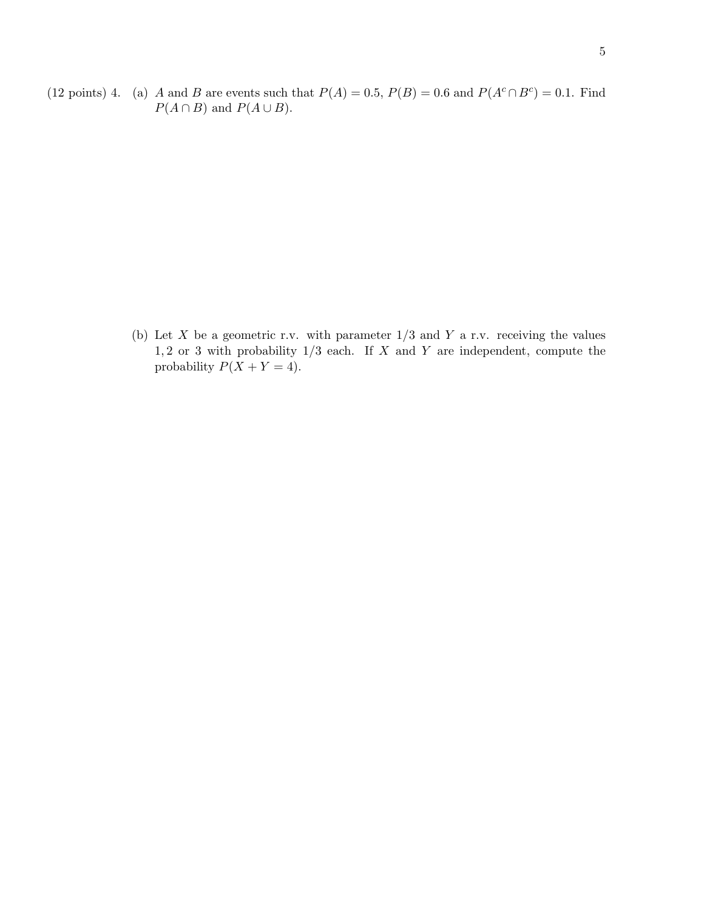(12 points) 4. (a) $A$ and $B$ are events such that $P(A) = 0.5$, $P(B) = 0.6$ and $P(A^c \cap B^c) = 0.1$. Find $P(A \cap B)$ and $P(A \cup B)$.

(b) Let $X$ be a geometric r.v. with parameter $1/3$ and $Y$ a r.v. receiving the values $1, 2$ or $3$ with probability $1/3$ each. If $X$ and $Y$ are independent, compute the probability $P(X + Y = 4)$.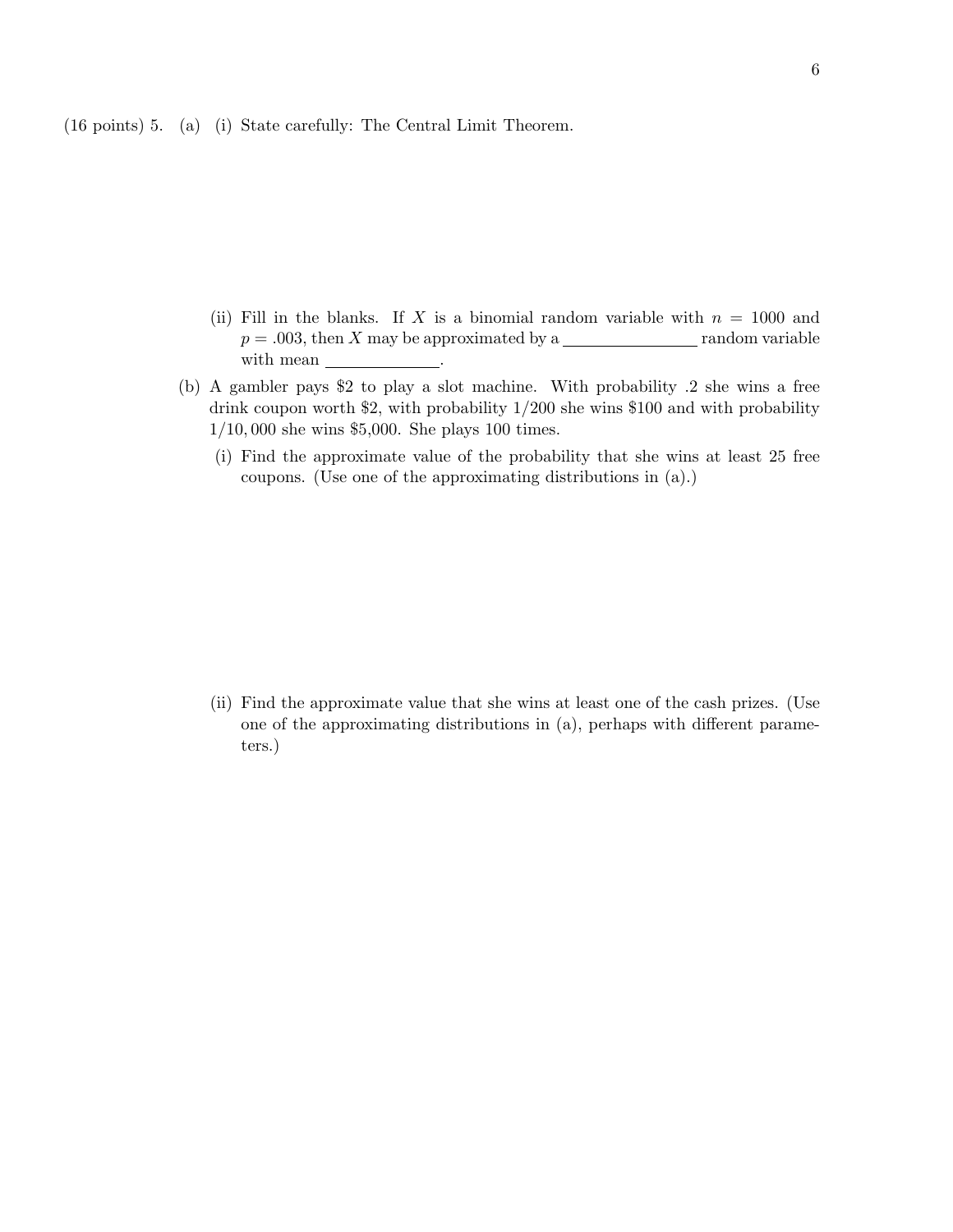(16 points) 5. (a) (i) State carefully: The Central Limit Theorem.

(ii) Fill in the blanks. If $X$ is a binomial random variable with $n = 1000$ and $p = .003$, then $X$ may be approximated by a \_\_\_\_\_\_\_\_\_\_\_\_\_\_\_\_ random variable with mean \_\_\_\_\_\_\_\_\_\_\_\_\_\_.

(b) A gambler pays \$2 to play a slot machine. With probability .2 she wins a free drink coupon worth \$2, with probability $1/200$ she wins \$100 and with probability $1/10,000$ she wins \$5,000. She plays 100 times.

(i) Find the approximate value of the probability that she wins at least 25 free coupons. (Use one of the approximating distributions in (a).)

(ii) Find the approximate value that she wins at least one of the cash prizes. (Use one of the approximating distributions in (a), perhaps with different parameters.)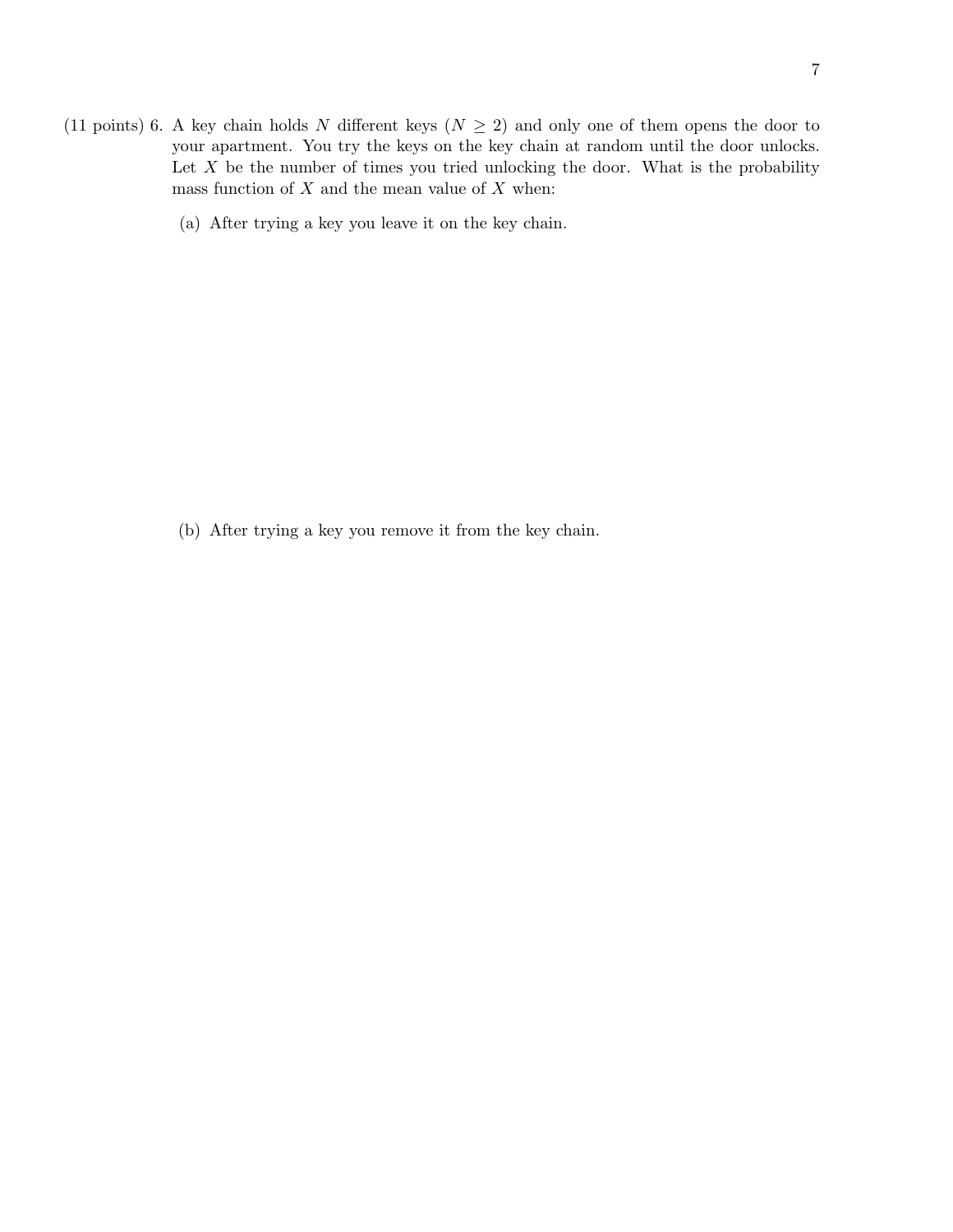(11 points) 6. A key chain holds $N$ different keys ($N \geq 2$) and only one of them opens the door to your apartment. You try the keys on the key chain at random until the door unlocks. Let $X$ be the number of times you tried unlocking the door. What is the probability mass function of $X$ and the mean value of $X$ when:

(a) After trying a key you leave it on the key chain.

(b) After trying a key you remove it from the key chain.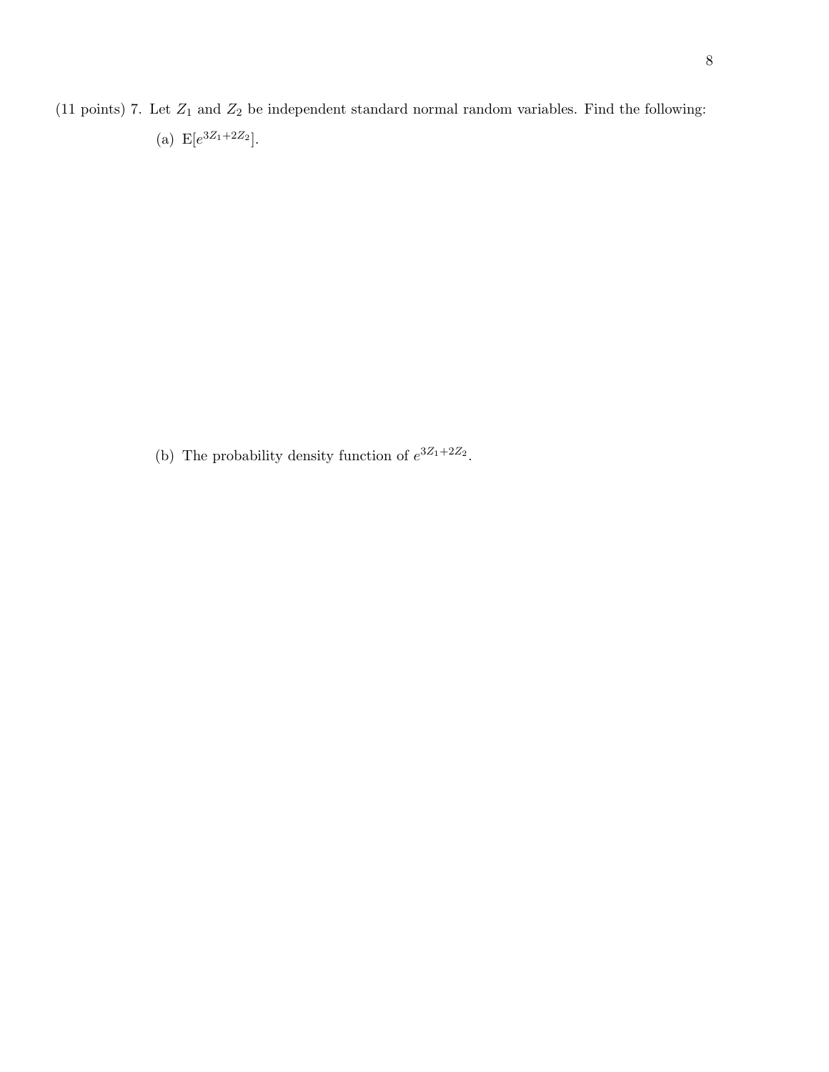(11 points) 7. Let $Z_1$ and $Z_2$ be independent standard normal random variables. Find the following:

(a) $\mathrm{E}[e^{3Z_1+2Z_2}]$.

(b) The probability density function of $e^{3Z_1+2Z_2}$.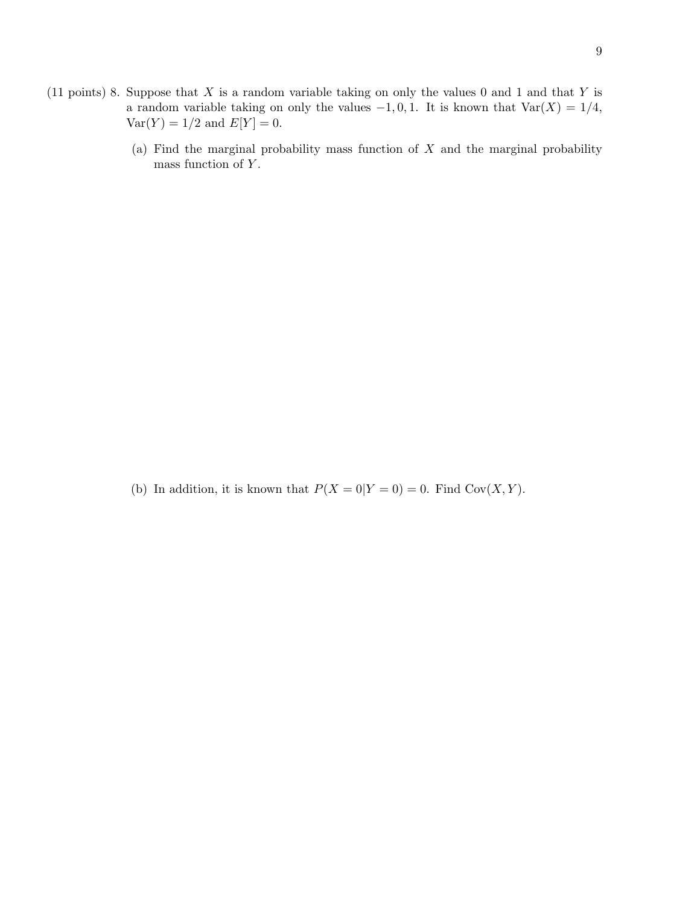(11 points) 8. Suppose that $X$ is a random variable taking on only the values 0 and 1 and that $Y$ is a random variable taking on only the values $-1, 0, 1$. It is known that $\text{Var}(X) = 1/4$, $\text{Var}(Y) = 1/2$ and $E[Y] = 0$.

(a) Find the marginal probability mass function of $X$ and the marginal probability mass function of $Y$.

(b) In addition, it is known that $P(X = 0|Y = 0) = 0$. Find $\text{Cov}(X, Y)$.